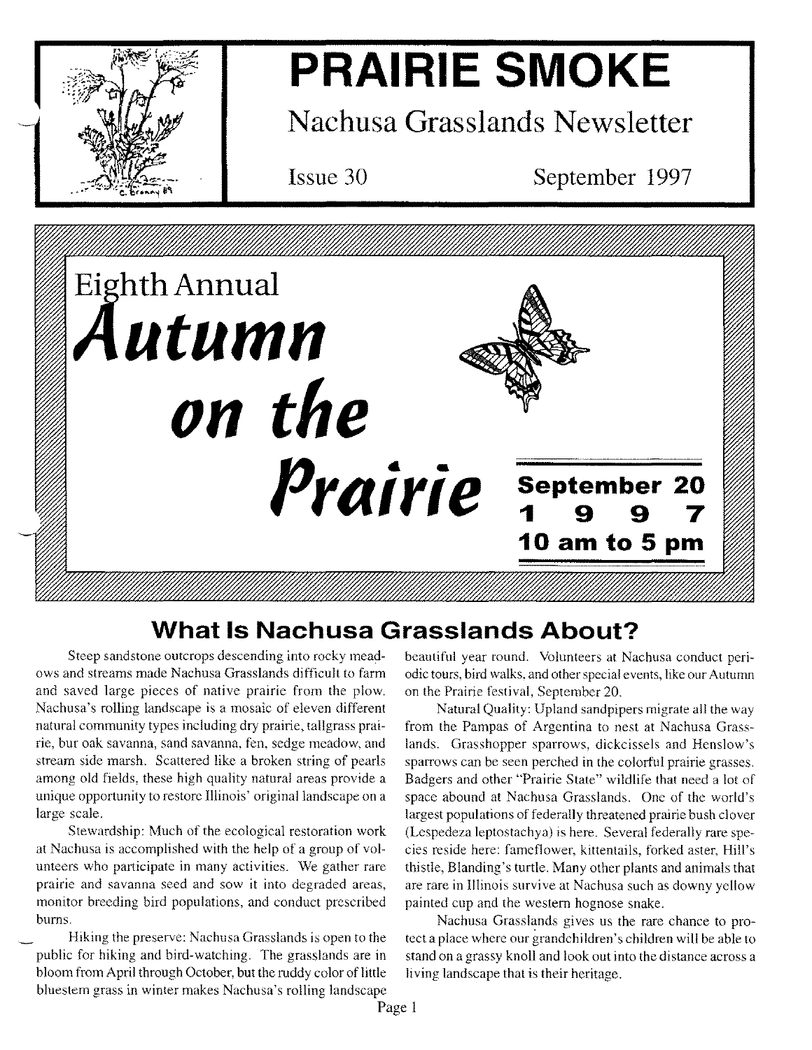# PRAIRIE SMOKE

## Nachusa Grasslands Newsletter

Issue 30 September 1997

# Eighth Annual *Autumn on the Prairie*

**September 20 1997**

**10 am to 5 pm**

## What Is Nachusa Grasslands About?

Steep sandstone outcrops descending into rocky meadows and streams made Nachusa Grasslands difficult to farm and saved large pieces of native prairie from the plow. Nachusa's rolling landscape is a mosaic of eleven different natural community types including dry prairie, tallgrass prairie, bur oak savanna, sand savanna, fen, sedge meadow, and stream side marsh. Scattered like a broken string of pearls among old fields, these high quality natural areas provide a unique opportunity to restore Illinois' original landscape on a large scale.

Stewardship: Much of the ecological restoration work at Nachusa is accomplished with the help of a group of volunteers who participate in many activities. We gather rare prairie and savanna seed and sow it into degraded areas, monitor breeding bird populations, and conduct prescribed burns.

Hiking the preserve: Nachusa Grasslands is open to the public for hiking and bird-watching. The grasslands are in bloom from April through October, but the ruddy color of little bluestem grass in winter makes Nachusa's rolling landscape beautiful year round. Volunteers at Nachusa conduct periodic tours, bird walks, and other special events, like our Autumn on the Prairie festival, September 20.

Natural Quality: Upland sandpipers migrate all the way from the Pampas of Argentina to nest at Nachusa Grasslands. Grasshopper sparrows, dickcissels and Henslow's sparrows can be seen perched in the colorful prairie grasses. Badgers and other "Prairie State" wildlife that need a lot of space abound at Nachusa Grasslands. One of the world's largest populations of federally threatened prairie bush clover (Lespedeza leptostachya) is here. Several federally rare species reside here: fameflower, kittentails, forked aster, Hill's thistle, Blanding's turtle. Many other plants and animals that are rare in Illinois survive at Nachusa such as downy yellow painted cup and the western hognose snake.

Nachusa Grasslands gives us the rare chance to protect a place where our grandchildren's children will be able to stand on a grassy knoll and look out into the distance across a living landscape that is their heritage.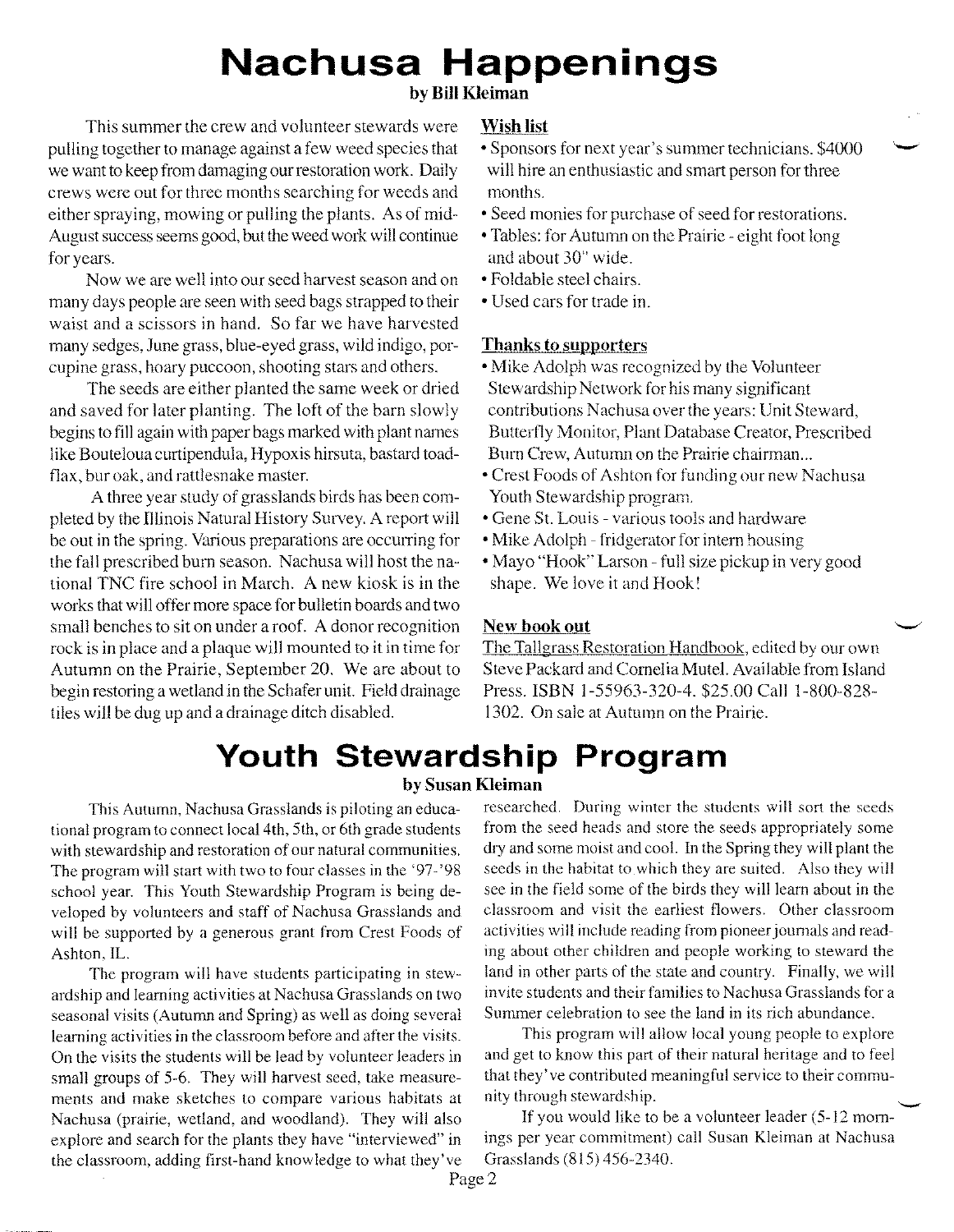# Nachusa Happenings

**by Bill Kleiman**

This summer the crew and volunteer stewards were pulling together to manage against a few weed species that we want to keep from damaging our restoration work. Daily crews were out for three months searching for weeds and either spraying, mowing or pulling the plants. As of mid-August success seems good, but the weed work will continue for years.

Now we are well into our seed harvest season and on many days people are seen with seed bags strapped to their waist and a scissors in hand. So far we have harvested many sedges, June grass, blue-eyed grass, wild indigo, porcupine grass, hoary puccoon, shooting stars and others.

The seeds are either planted the same week or dried and saved for later planting. The loft of the barn slowly begins to fill again with paper bags marked with plant names like Bouteloua curtipendula, Hypoxis hirsuta, bastard toadflax, bur oak, and rattlesnake master.

A three year study of grasslands birds has been completed by the Illinois Natural History Survey. A report will be out in the spring. Various preparations are occurring for the fall prescribed burn season. Nachusa will host the national TNC fire school in March. A new kiosk is in the works that will offer more space for bulletin boards and two small benches to sit on under a roof. A donor recognition rock is in place and a plaque will mounted to it in time for Autumn on the Prairie, September 20. We are about to begin restoring a wetland in the Schafer unit. Field drainage tiles will be dug up and a drainage ditch disabled.

**Wish list**

- Sponsors for next year's summer technicians. $4000 will hire an enthusiastic and smart person for three months.
- Seed monies for purchase of seed for restorations.
- Tables: for Autumn on the Prairie - eight foot long and about 30" wide.
- Foldable steel chairs.
- Used cars for trade in.

**Thanks to supporters**

- Mike Adolph was recognized by the Volunteer Stewardship Network for his many significant contributions Nachusa over the years: Unit Steward, Butterfly Monitor, Plant Database Creator, Prescribed Burn Crew, Autumn on the Prairie chairman...
- Crest Foods of Ashton for funding our new Nachusa Youth Stewardship program.
- Gene St. Louis - various tools and hardware
- Mike Adolph - fridgerator for intern housing
- Mayo "Hook" Larson - full size pickup in very good shape. We love it and Hook!

**New book out**

The Tallgrass Restoration Handbook, edited by our own Steve Packard and Cornelia Mutel. Available from Island Press. ISBN 1-55963-320-4. $25.00 Call 1-800-828-1302. On sale at Autumn on the Prairie.

# Youth Stewardship Program

**by Susan Kleiman**

This Autumn, Nachusa Grasslands is piloting an educational program to connect local 4th, 5th, or 6th grade students with stewardship and restoration of our natural communities. The program will start with two to four classes in the '97-'98 school year. This Youth Stewardship Program is being developed by volunteers and staff of Nachusa Grasslands and will be supported by a generous grant from Crest Foods of Ashton, IL.

The program will have students participating in stewardship and learning activities at Nachusa Grasslands on two seasonal visits (Autumn and Spring) as well as doing several learning activities in the classroom before and after the visits. On the visits the students will be lead by volunteer leaders in small groups of 5-6. They will harvest seed, take measurements and make sketches to compare various habitats at Nachusa (prairie, wetland, and woodland). They will also explore and search for the plants they have "interviewed" in the classroom, adding first-hand knowledge to what they've researched. During winter the students will sort the seeds from the seed heads and store the seeds appropriately some dry and some moist and cool. In the Spring they will plant the seeds in the habitat to which they are suited. Also they will see in the field some of the birds they will learn about in the classroom and visit the earliest flowers. Other classroom activities will include reading from pioneer journals and reading about other children and people working to steward the land in other parts of the state and country. Finally, we will invite students and their families to Nachusa Grasslands for a Summer celebration to see the land in its rich abundance.

This program will allow local young people to explore and get to know this part of their natural heritage and to feel that they've contributed meaningful service to their community through stewardship.

If you would like to be a volunteer leader (5-12 mornings per year commitment) call Susan Kleiman at Nachusa Grasslands (815) 456-2340.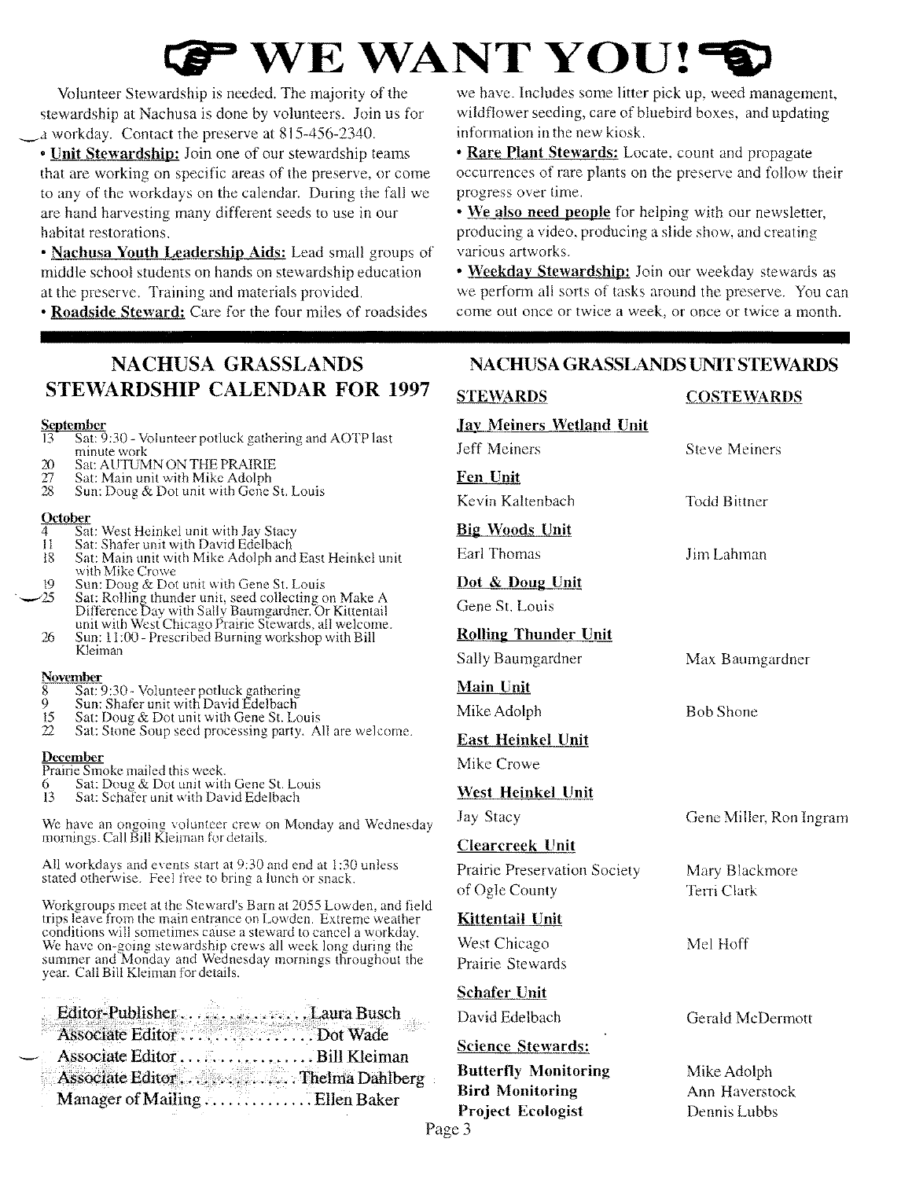# ☞ WE WANT YOU! ☜

Volunteer Stewardship is needed. The majority of the stewardship at Nachusa is done by volunteers. Join us for a workday. Contact the preserve at 815-456-2340.

- **Unit Stewardship:** Join one of our stewardship teams that are working on specific areas of the preserve, or come to any of the workdays on the calendar. During the fall we are hand harvesting many different seeds to use in our habitat restorations.
- **Nachusa Youth Leadership Aids:** Lead small groups of middle school students on hands on stewardship education at the preserve. Training and materials provided.
- **Roadside Steward:** Care for the four miles of roadsides we have. Includes some litter pick up, weed management, wildflower seeding, care of bluebird boxes, and updating information in the new kiosk.
- **Rare Plant Stewards:** Locate, count and propagate occurrences of rare plants on the preserve and follow their progress over time.
- **We also need people** for helping with our newsletter, producing a video, producing a slide show, and creating various artworks.
- **Weekday Stewardship:** Join our weekday stewards as we perform all sorts of tasks around the preserve. You can come out once or twice a week, or once or twice a month.

## NACHUSA GRASSLANDS STEWARDSHIP CALENDAR FOR 1997

**September**
- 13 Sat: 9:30 - Volunteer potluck gathering and AOTP last minute work
- 20 Sat: AUTUMN ON THE PRAIRIE
- 27 Sat: Main unit with Mike Adolph
- 28 Sun: Doug & Dot unit with Gene St. Louis

**October**
- 4 Sat: West Heinkel unit with Jay Stacy
- 11 Sat: Shafer unit with David Edelbach
- 18 Sat: Main unit with Mike Adolph and East Heinkel unit with Mike Crowe
- 19 Sun: Doug & Dot unit with Gene St. Louis
- 25 Sat: Rolling thunder unit, seed collecting on Make A Difference Day with Sally Baumgardner. Or Kittentail unit with West Chicago Prairie Stewards, all welcome.
- 26 Sun: 11:00 - Prescribed Burning workshop with Bill Kleiman

**November**
- 8 Sat: 9:30 - Volunteer potluck gathering
- 9 Sun: Shafer unit with David Edelbach
- 15 Sat: Doug & Dot unit with Gene St. Louis
- 22 Sat: Stone Soup seed processing party. All are welcome.

**December**
Prairie Smoke mailed this week.
- 6 Sat: Doug & Dot unit with Gene St. Louis
- 13 Sat: Schafer unit with David Edelbach

We have an ongoing volunteer crew on Monday and Wednesday mornings. Call Bill Kleiman for details.

All workdays and events start at 9:30 and end at 1:30 unless stated otherwise. Feel free to bring a lunch or snack.

Workgroups meet at the Steward's Barn at 2055 Lowden, and field trips leave from the main entrance on Lowden. Extreme weather conditions will sometimes cause a steward to cancel a workday. We have on-going stewardship crews all week long during the summer and Monday and Wednesday mornings throughout the year. Call Bill Kleiman for details.

Editor-Publisher . . . . . . . . . . . . . . Laura Busch
Associate Editor . . . . . . . . . . . . . . Dot Wade
Associate Editor . . . . . . . . . . . . . . Bill Kleiman
Associate Editor . . . . . . . . . . . . . . Thelma Dahlberg
Manager of Mailing . . . . . . . . . . . . Ellen Baker

## NACHUSA GRASSLANDS UNIT STEWARDS

| STEWARDS | COSTEWARDS |
|---|---|
| **Jay Meiners Wetland Unit** | |
| Jeff Meiners | Steve Meiners |
| **Fen Unit** | |
| Kevin Kaltenbach | Todd Bittner |
| **Big Woods Unit** | |
| Earl Thomas | Jim Lahman |
| **Dot & Doug Unit** | |
| Gene St. Louis | |
| **Rolling Thunder Unit** | |
| Sally Baumgardner | Max Baumgardner |
| **Main Unit** | |
| Mike Adolph | Bob Shone |
| **East Heinkel Unit** | |
| Mike Crowe | |
| **West Heinkel Unit** | |
| Jay Stacy | Gene Miller, Ron Ingram |
| **Clearcreek Unit** | |
| Prairie Preservation Society of Ogle County | Mary Blackmore, Terri Clark |
| **Kittentail Unit** | |
| West Chicago Prairie Stewards | Mel Hoff |
| **Schafer Unit** | |
| David Edelbach | Gerald McDermott |
| **Science Stewards:** | |
| **Butterfly Monitoring** | Mike Adolph |
| **Bird Monitoring** | Ann Haverstock |
| **Project Ecologist** | Dennis Lubbs |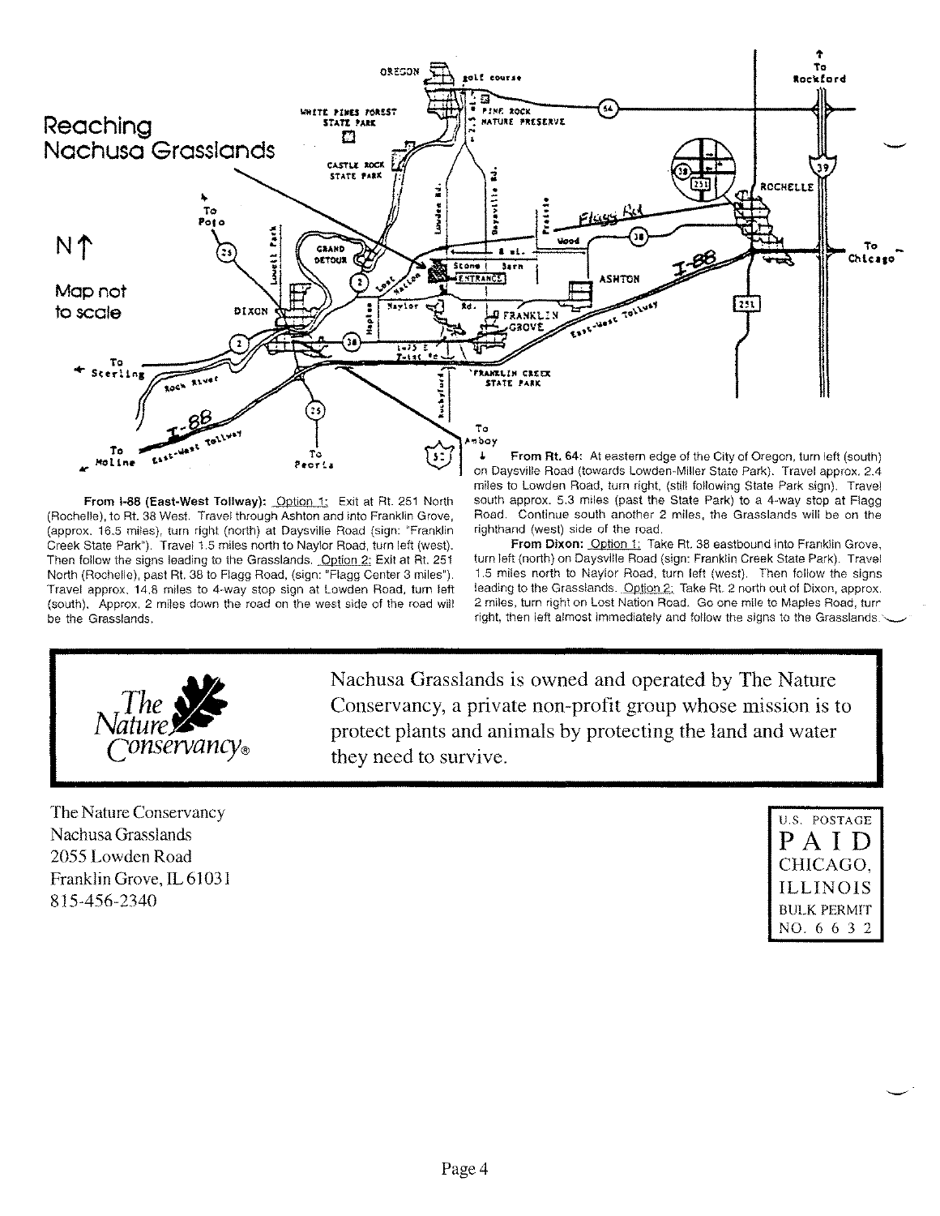# Reaching Nachusa Grasslands

N ↑

Map not to scale

OREGON
golf course
WHITE PINES FOREST STATE PARK
PINE ROCK NATURE PRESERVE
CASTLE ROCK STATE PARK
To Rockford
ROCHELLE
To Polo
Lowell Park
GRAND DETOUR
Lowden Rd.
Daysville Rd.
Prairie
Flagg Rd
Wood
8 mi.
Stone Barn
ENTRANCE
ASHTON
I-88
To Chicago
DIXON
Naylor Rd.
Maples
Lost Nation
FRANKLIN GROVE
East-West Tollway
To Sterling
Rock River
FRANKLIN CREEK STATE PARK
Ruckyford
I-88 East-West Tollway
To Moline
To Peoria
To Amboy

**From I-88 (East-West Tollway):** Option 1: Exit at Rt. 251 North (Rochelle), to Rt. 38 West. Travel through Ashton and into Franklin Grove, (approx. 16.5 miles), turn right (north) at Daysville Road (sign: "Franklin Creek State Park"). Travel 1.5 miles north to Naylor Road, turn left (west). Then follow the signs leading to the Grasslands. Option 2: Exit at Rt. 251 North (Rochelle), past Rt. 38 to Flagg Road, (sign: "Flagg Center 3 miles"). Travel approx. 14.8 miles to 4-way stop sign at Lowden Road, turn left (south). Approx. 2 miles down the road on the west side of the road will be the Grasslands.

**From Rt. 64:** At eastern edge of the City of Oregon, turn left (south) on Daysville Road (towards Lowden-Miller State Park). Travel approx. 2.4 miles to Lowden Road, turn right, (still following State Park sign). Travel south approx. 5.3 miles (past the State Park) to a 4-way stop at Flagg Road. Continue south another 2 miles, the Grasslands will be on the righthand (west) side of the road.

**From Dixon:** Option 1: Take Rt. 38 eastbound into Franklin Grove, turn left (north) on Daysville Road (sign: Franklin Creek State Park). Travel 1.5 miles north to Naylor Road, turn left (west). Then follow the signs leading to the Grasslands. Option 2: Take Rt. 2 north out of Dixon, approx. 2 miles, turn right on Lost Nation Road. Go one mile to Maples Road, turn right, then left almost immediately and follow the signs to the Grasslands.

The Nature Conservancy®

Nachusa Grasslands is owned and operated by The Nature Conservancy, a private non-profit group whose mission is to protect plants and animals by protecting the land and water they need to survive.

The Nature Conservancy
Nachusa Grasslands
2055 Lowden Road
Franklin Grove, IL 61031
815-456-2340

U.S. POSTAGE
PAID
CHICAGO, ILLINOIS
BULK PERMIT NO. 6632